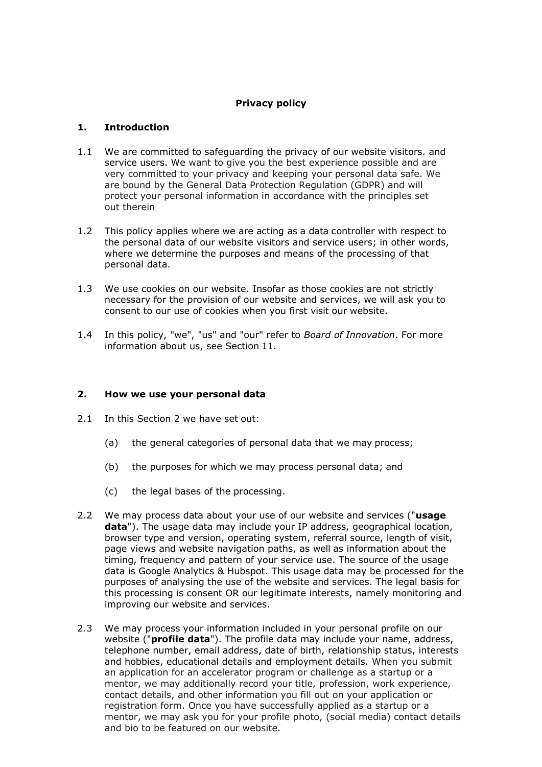# Privacy policy

## 1. Introduction

1.1 We are committed to safeguarding the privacy of our website visitors. and service users. We want to give you the best experience possible and are very committed to your privacy and keeping your personal data safe. We are bound by the General Data Protection Regulation (GDPR) and will protect your personal information in accordance with the principles set out therein

1.2 This policy applies where we are acting as a data controller with respect to the personal data of our website visitors and service users; in other words, where we determine the purposes and means of the processing of that personal data.

1.3 We use cookies on our website. Insofar as those cookies are not strictly necessary for the provision of our website and services, we will ask you to consent to our use of cookies when you first visit our website.

1.4 In this policy, "we", "us" and "our" refer to *Board of Innovation*. For more information about us, see Section 11.

## 2. How we use your personal data

2.1 In this Section 2 we have set out:

(a) the general categories of personal data that we may process;

(b) the purposes for which we may process personal data; and

(c) the legal bases of the processing.

2.2 We may process data about your use of our website and services ("**usage data**"). The usage data may include your IP address, geographical location, browser type and version, operating system, referral source, length of visit, page views and website navigation paths, as well as information about the timing, frequency and pattern of your service use. The source of the usage data is Google Analytics & Hubspot. This usage data may be processed for the purposes of analysing the use of the website and services. The legal basis for this processing is consent OR our legitimate interests, namely monitoring and improving our website and services.

2.3 We may process your information included in your personal profile on our website ("**profile data**"). The profile data may include your name, address, telephone number, email address, date of birth, relationship status, interests and hobbies, educational details and employment details. When you submit an application for an accelerator program or challenge as a startup or a mentor, we may additionally record your title, profession, work experience, contact details, and other information you fill out on your application or registration form. Once you have successfully applied as a startup or a mentor, we may ask you for your profile photo, (social media) contact details and bio to be featured on our website.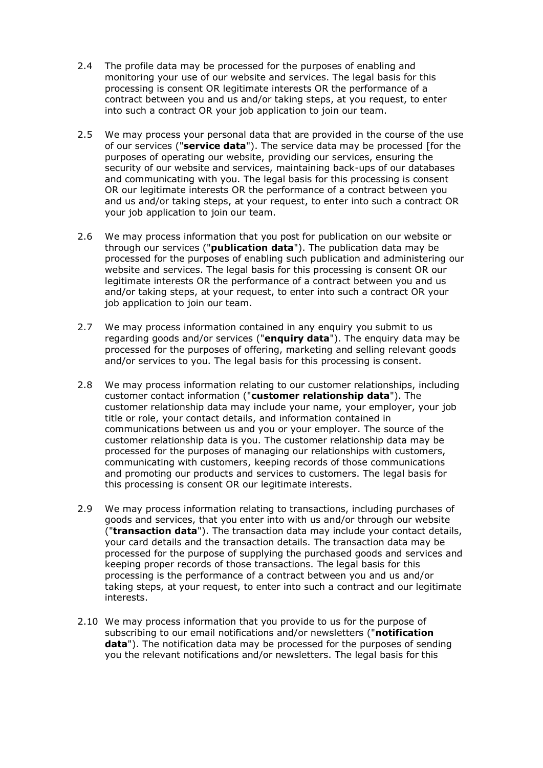2.4 The profile data may be processed for the purposes of enabling and monitoring your use of our website and services. The legal basis for this processing is consent OR legitimate interests OR the performance of a contract between you and us and/or taking steps, at you request, to enter into such a contract OR your job application to join our team.

2.5 We may process your personal data that are provided in the course of the use of our services ("**service data**"). The service data may be processed [for the purposes of operating our website, providing our services, ensuring the security of our website and services, maintaining back-ups of our databases and communicating with you. The legal basis for this processing is consent OR our legitimate interests OR the performance of a contract between you and us and/or taking steps, at your request, to enter into such a contract OR your job application to join our team.

2.6 We may process information that you post for publication on our website or through our services ("**publication data**"). The publication data may be processed for the purposes of enabling such publication and administering our website and services. The legal basis for this processing is consent OR our legitimate interests OR the performance of a contract between you and us and/or taking steps, at your request, to enter into such a contract OR your job application to join our team.

2.7 We may process information contained in any enquiry you submit to us regarding goods and/or services ("**enquiry data**"). The enquiry data may be processed for the purposes of offering, marketing and selling relevant goods and/or services to you. The legal basis for this processing is consent.

2.8 We may process information relating to our customer relationships, including customer contact information ("**customer relationship data**"). The customer relationship data may include your name, your employer, your job title or role, your contact details, and information contained in communications between us and you or your employer. The source of the customer relationship data is you. The customer relationship data may be processed for the purposes of managing our relationships with customers, communicating with customers, keeping records of those communications and promoting our products and services to customers. The legal basis for this processing is consent OR our legitimate interests.

2.9 We may process information relating to transactions, including purchases of goods and services, that you enter into with us and/or through our website ("**transaction data**"). The transaction data may include your contact details, your card details and the transaction details. The transaction data may be processed for the purpose of supplying the purchased goods and services and keeping proper records of those transactions. The legal basis for this processing is the performance of a contract between you and us and/or taking steps, at your request, to enter into such a contract and our legitimate interests.

2.10 We may process information that you provide to us for the purpose of subscribing to our email notifications and/or newsletters ("**notification data**"). The notification data may be processed for the purposes of sending you the relevant notifications and/or newsletters. The legal basis for this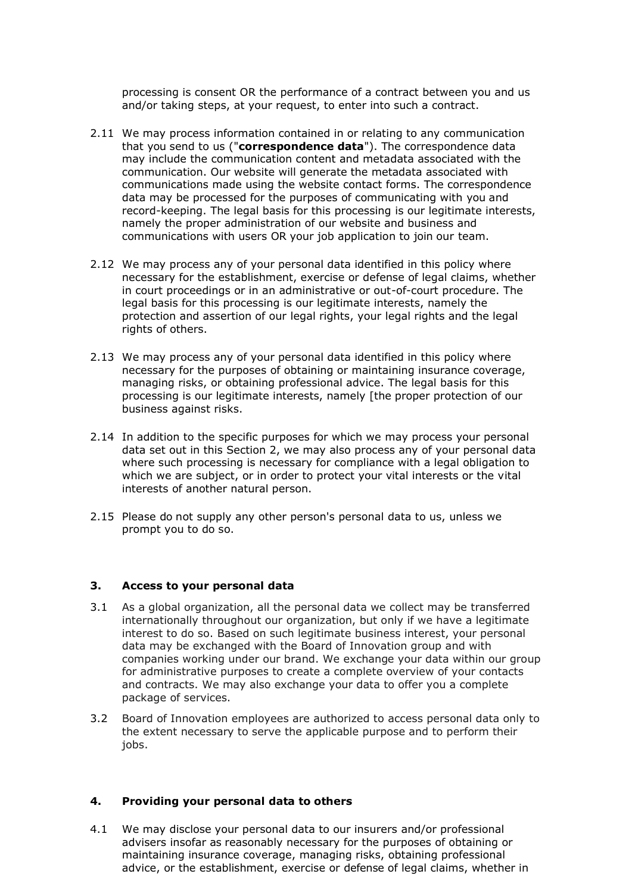processing is consent OR the performance of a contract between you and us and/or taking steps, at your request, to enter into such a contract.

2.11 We may process information contained in or relating to any communication that you send to us ("**correspondence data**"). The correspondence data may include the communication content and metadata associated with the communication. Our website will generate the metadata associated with communications made using the website contact forms. The correspondence data may be processed for the purposes of communicating with you and record-keeping. The legal basis for this processing is our legitimate interests, namely the proper administration of our website and business and communications with users OR your job application to join our team.

2.12 We may process any of your personal data identified in this policy where necessary for the establishment, exercise or defense of legal claims, whether in court proceedings or in an administrative or out-of-court procedure. The legal basis for this processing is our legitimate interests, namely the protection and assertion of our legal rights, your legal rights and the legal rights of others.

2.13 We may process any of your personal data identified in this policy where necessary for the purposes of obtaining or maintaining insurance coverage, managing risks, or obtaining professional advice. The legal basis for this processing is our legitimate interests, namely [the proper protection of our business against risks.

2.14 In addition to the specific purposes for which we may process your personal data set out in this Section 2, we may also process any of your personal data where such processing is necessary for compliance with a legal obligation to which we are subject, or in order to protect your vital interests or the vital interests of another natural person.

2.15 Please do not supply any other person's personal data to us, unless we prompt you to do so.

## 3. Access to your personal data

3.1 As a global organization, all the personal data we collect may be transferred internationally throughout our organization, but only if we have a legitimate interest to do so. Based on such legitimate business interest, your personal data may be exchanged with the Board of Innovation group and with companies working under our brand. We exchange your data within our group for administrative purposes to create a complete overview of your contacts and contracts. We may also exchange your data to offer you a complete package of services.

3.2 Board of Innovation employees are authorized to access personal data only to the extent necessary to serve the applicable purpose and to perform their jobs.

## 4. Providing your personal data to others

4.1 We may disclose your personal data to our insurers and/or professional advisers insofar as reasonably necessary for the purposes of obtaining or maintaining insurance coverage, managing risks, obtaining professional advice, or the establishment, exercise or defense of legal claims, whether in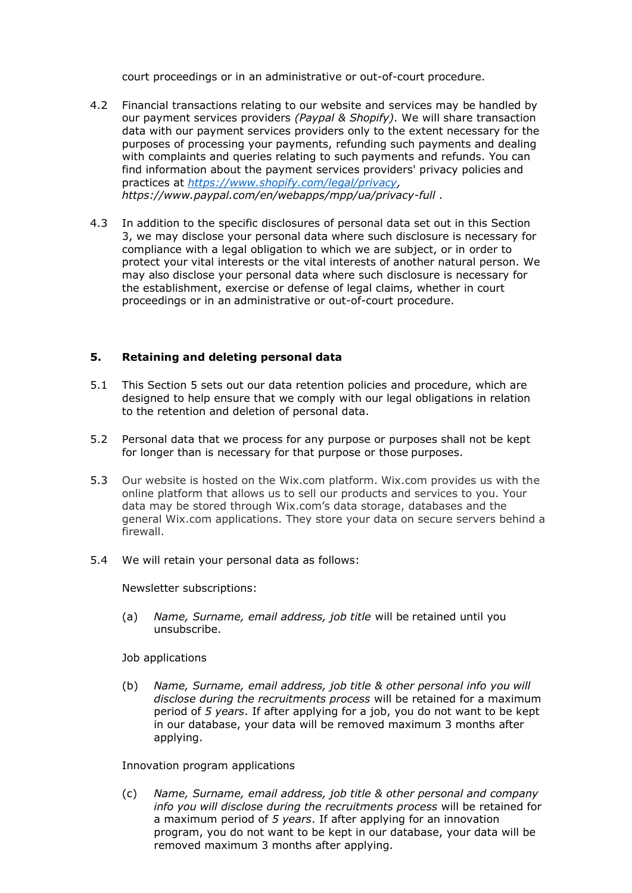court proceedings or in an administrative or out-of-court procedure.

4.2 Financial transactions relating to our website and services may be handled by our payment services providers *(Paypal & Shopify)*. We will share transaction data with our payment services providers only to the extent necessary for the purposes of processing your payments, refunding such payments and dealing with complaints and queries relating to such payments and refunds. You can find information about the payment services providers' privacy policies and practices at *https://www.shopify.com/legal/privacy*, *https://www.paypal.com/en/webapps/mpp/ua/privacy-full* .

4.3 In addition to the specific disclosures of personal data set out in this Section 3, we may disclose your personal data where such disclosure is necessary for compliance with a legal obligation to which we are subject, or in order to protect your vital interests or the vital interests of another natural person. We may also disclose your personal data where such disclosure is necessary for the establishment, exercise or defense of legal claims, whether in court proceedings or in an administrative or out-of-court procedure.

## 5. Retaining and deleting personal data

5.1 This Section 5 sets out our data retention policies and procedure, which are designed to help ensure that we comply with our legal obligations in relation to the retention and deletion of personal data.

5.2 Personal data that we process for any purpose or purposes shall not be kept for longer than is necessary for that purpose or those purposes.

5.3 Our website is hosted on the Wix.com platform. Wix.com provides us with the online platform that allows us to sell our products and services to you. Your data may be stored through Wix.com's data storage, databases and the general Wix.com applications. They store your data on secure servers behind a firewall.

5.4 We will retain your personal data as follows:

Newsletter subscriptions:

(a) *Name, Surname, email address, job title* will be retained until you unsubscribe.

Job applications

(b) *Name, Surname, email address, job title & other personal info you will disclose during the recruitments process* will be retained for a maximum period of *5 years*. If after applying for a job, you do not want to be kept in our database, your data will be removed maximum 3 months after applying.

Innovation program applications

(c) *Name, Surname, email address, job title & other personal and company info you will disclose during the recruitments process* will be retained for a maximum period of *5 years*. If after applying for an innovation program, you do not want to be kept in our database, your data will be removed maximum 3 months after applying.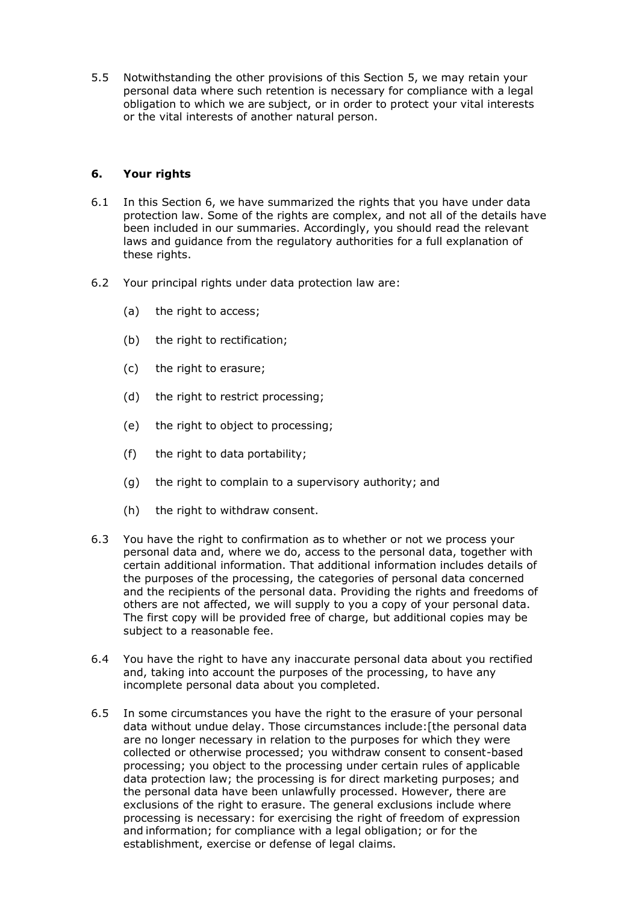5.5 Notwithstanding the other provisions of this Section 5, we may retain your personal data where such retention is necessary for compliance with a legal obligation to which we are subject, or in order to protect your vital interests or the vital interests of another natural person.

## 6. Your rights

6.1 In this Section 6, we have summarized the rights that you have under data protection law. Some of the rights are complex, and not all of the details have been included in our summaries. Accordingly, you should read the relevant laws and guidance from the regulatory authorities for a full explanation of these rights.

6.2 Your principal rights under data protection law are:

- (a) the right to access;
- (b) the right to rectification;
- (c) the right to erasure;
- (d) the right to restrict processing;
- (e) the right to object to processing;
- (f) the right to data portability;
- (g) the right to complain to a supervisory authority; and
- (h) the right to withdraw consent.

6.3 You have the right to confirmation as to whether or not we process your personal data and, where we do, access to the personal data, together with certain additional information. That additional information includes details of the purposes of the processing, the categories of personal data concerned and the recipients of the personal data. Providing the rights and freedoms of others are not affected, we will supply to you a copy of your personal data. The first copy will be provided free of charge, but additional copies may be subject to a reasonable fee.

6.4 You have the right to have any inaccurate personal data about you rectified and, taking into account the purposes of the processing, to have any incomplete personal data about you completed.

6.5 In some circumstances you have the right to the erasure of your personal data without undue delay. Those circumstances include:[the personal data are no longer necessary in relation to the purposes for which they were collected or otherwise processed; you withdraw consent to consent-based processing; you object to the processing under certain rules of applicable data protection law; the processing is for direct marketing purposes; and the personal data have been unlawfully processed. However, there are exclusions of the right to erasure. The general exclusions include where processing is necessary: for exercising the right of freedom of expression and information; for compliance with a legal obligation; or for the establishment, exercise or defense of legal claims.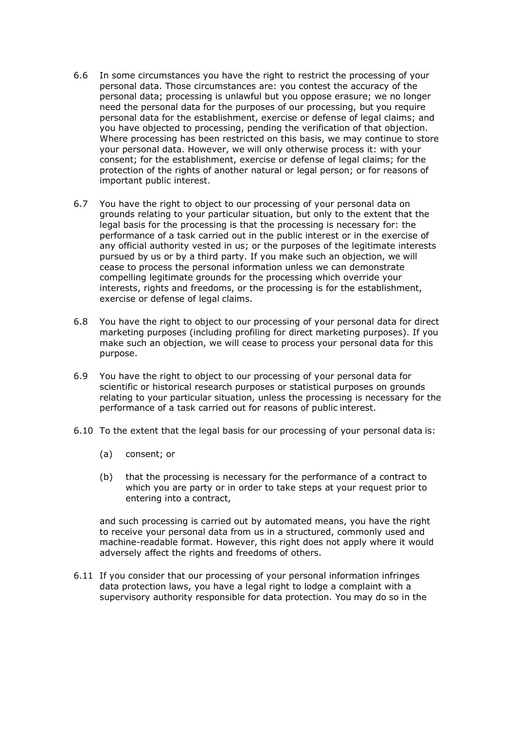6.6 In some circumstances you have the right to restrict the processing of your personal data. Those circumstances are: you contest the accuracy of the personal data; processing is unlawful but you oppose erasure; we no longer need the personal data for the purposes of our processing, but you require personal data for the establishment, exercise or defense of legal claims; and you have objected to processing, pending the verification of that objection. Where processing has been restricted on this basis, we may continue to store your personal data. However, we will only otherwise process it: with your consent; for the establishment, exercise or defense of legal claims; for the protection of the rights of another natural or legal person; or for reasons of important public interest.

6.7 You have the right to object to our processing of your personal data on grounds relating to your particular situation, but only to the extent that the legal basis for the processing is that the processing is necessary for: the performance of a task carried out in the public interest or in the exercise of any official authority vested in us; or the purposes of the legitimate interests pursued by us or by a third party. If you make such an objection, we will cease to process the personal information unless we can demonstrate compelling legitimate grounds for the processing which override your interests, rights and freedoms, or the processing is for the establishment, exercise or defense of legal claims.

6.8 You have the right to object to our processing of your personal data for direct marketing purposes (including profiling for direct marketing purposes). If you make such an objection, we will cease to process your personal data for this purpose.

6.9 You have the right to object to our processing of your personal data for scientific or historical research purposes or statistical purposes on grounds relating to your particular situation, unless the processing is necessary for the performance of a task carried out for reasons of public interest.

6.10 To the extent that the legal basis for our processing of your personal data is:

(a) consent; or

(b) that the processing is necessary for the performance of a contract to which you are party or in order to take steps at your request prior to entering into a contract,

and such processing is carried out by automated means, you have the right to receive your personal data from us in a structured, commonly used and machine-readable format. However, this right does not apply where it would adversely affect the rights and freedoms of others.

6.11 If you consider that our processing of your personal information infringes data protection laws, you have a legal right to lodge a complaint with a supervisory authority responsible for data protection. You may do so in the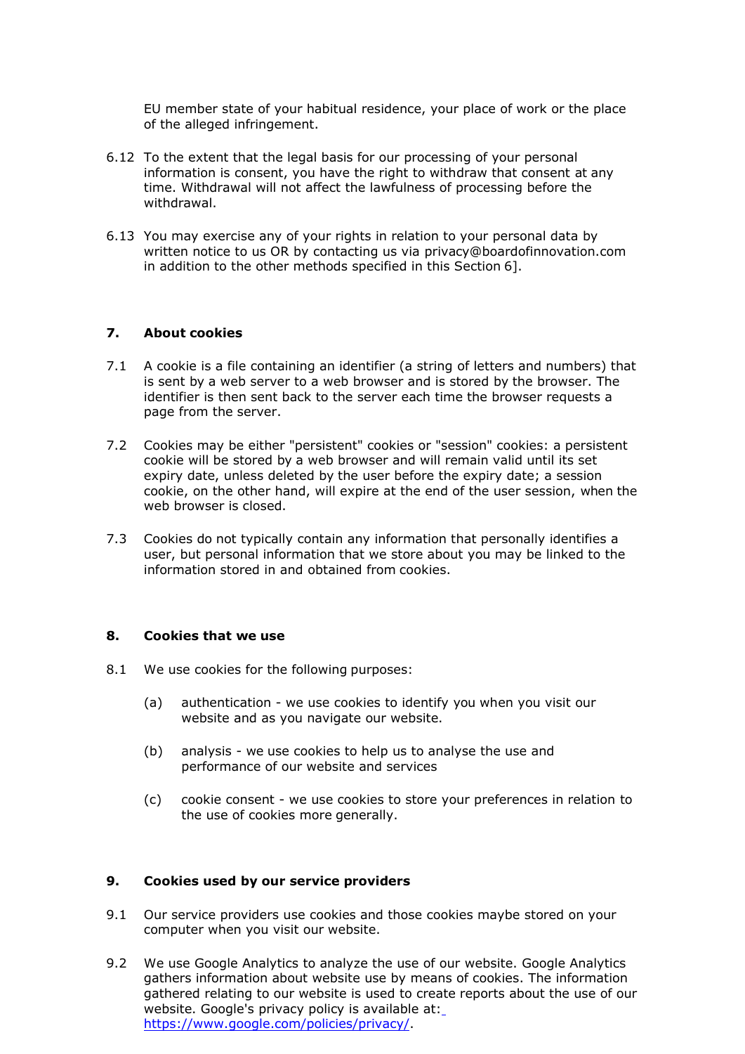EU member state of your habitual residence, your place of work or the place of the alleged infringement.

6.12 To the extent that the legal basis for our processing of your personal information is consent, you have the right to withdraw that consent at any time. Withdrawal will not affect the lawfulness of processing before the withdrawal.

6.13 You may exercise any of your rights in relation to your personal data by written notice to us OR by contacting us via privacy@boardofinnovation.com in addition to the other methods specified in this Section 6].

## 7. About cookies

7.1 A cookie is a file containing an identifier (a string of letters and numbers) that is sent by a web server to a web browser and is stored by the browser. The identifier is then sent back to the server each time the browser requests a page from the server.

7.2 Cookies may be either "persistent" cookies or "session" cookies: a persistent cookie will be stored by a web browser and will remain valid until its set expiry date, unless deleted by the user before the expiry date; a session cookie, on the other hand, will expire at the end of the user session, when the web browser is closed.

7.3 Cookies do not typically contain any information that personally identifies a user, but personal information that we store about you may be linked to the information stored in and obtained from cookies.

## 8. Cookies that we use

8.1 We use cookies for the following purposes:

(a) authentication - we use cookies to identify you when you visit our website and as you navigate our website.

(b) analysis - we use cookies to help us to analyse the use and performance of our website and services

(c) cookie consent - we use cookies to store your preferences in relation to the use of cookies more generally.

## 9. Cookies used by our service providers

9.1 Our service providers use cookies and those cookies maybe stored on your computer when you visit our website.

9.2 We use Google Analytics to analyze the use of our website. Google Analytics gathers information about website use by means of cookies. The information gathered relating to our website is used to create reports about the use of our website. Google's privacy policy is available at: https://www.google.com/policies/privacy/.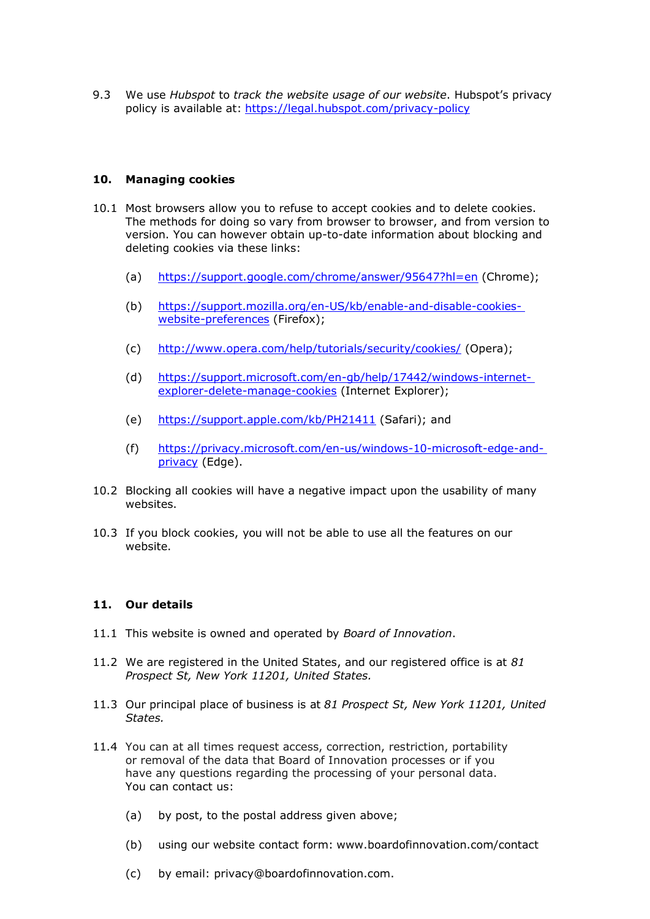9.3 We use *Hubspot* to *track the website usage of our website*. Hubspot's privacy policy is available at: https://legal.hubspot.com/privacy-policy

## 10. Managing cookies

10.1 Most browsers allow you to refuse to accept cookies and to delete cookies. The methods for doing so vary from browser to browser, and from version to version. You can however obtain up-to-date information about blocking and deleting cookies via these links:

(a) https://support.google.com/chrome/answer/95647?hl=en (Chrome);

(b) https://support.mozilla.org/en-US/kb/enable-and-disable-cookies-website-preferences (Firefox);

(c) http://www.opera.com/help/tutorials/security/cookies/ (Opera);

(d) https://support.microsoft.com/en-gb/help/17442/windows-internet-explorer-delete-manage-cookies (Internet Explorer);

(e) https://support.apple.com/kb/PH21411 (Safari); and

(f) https://privacy.microsoft.com/en-us/windows-10-microsoft-edge-and-privacy (Edge).

10.2 Blocking all cookies will have a negative impact upon the usability of many websites.

10.3 If you block cookies, you will not be able to use all the features on our website.

## 11. Our details

11.1 This website is owned and operated by *Board of Innovation*.

11.2 We are registered in the United States, and our registered office is at *81 Prospect St, New York 11201, United States.*

11.3 Our principal place of business is at *81 Prospect St, New York 11201, United States.*

11.4 You can at all times request access, correction, restriction, portability or removal of the data that Board of Innovation processes or if you have any questions regarding the processing of your personal data. You can contact us:

(a) by post, to the postal address given above;

(b) using our website contact form: www.boardofinnovation.com/contact

(c) by email: privacy@boardofinnovation.com.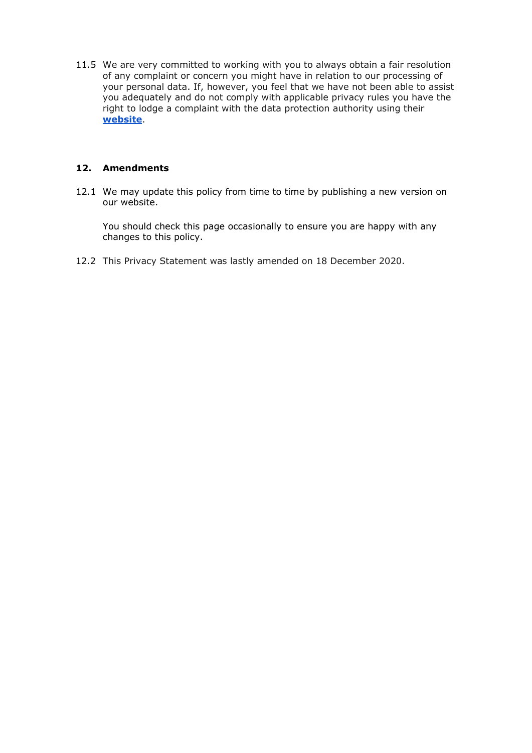11.5 We are very committed to working with you to always obtain a fair resolution of any complaint or concern you might have in relation to our processing of your personal data. If, however, you feel that we have not been able to assist you adequately and do not comply with applicable privacy rules you have the right to lodge a complaint with the data protection authority using their **website**.

## 12. Amendments

12.1 We may update this policy from time to time by publishing a new version on our website.

You should check this page occasionally to ensure you are happy with any changes to this policy.

12.2 This Privacy Statement was lastly amended on 18 December 2020.